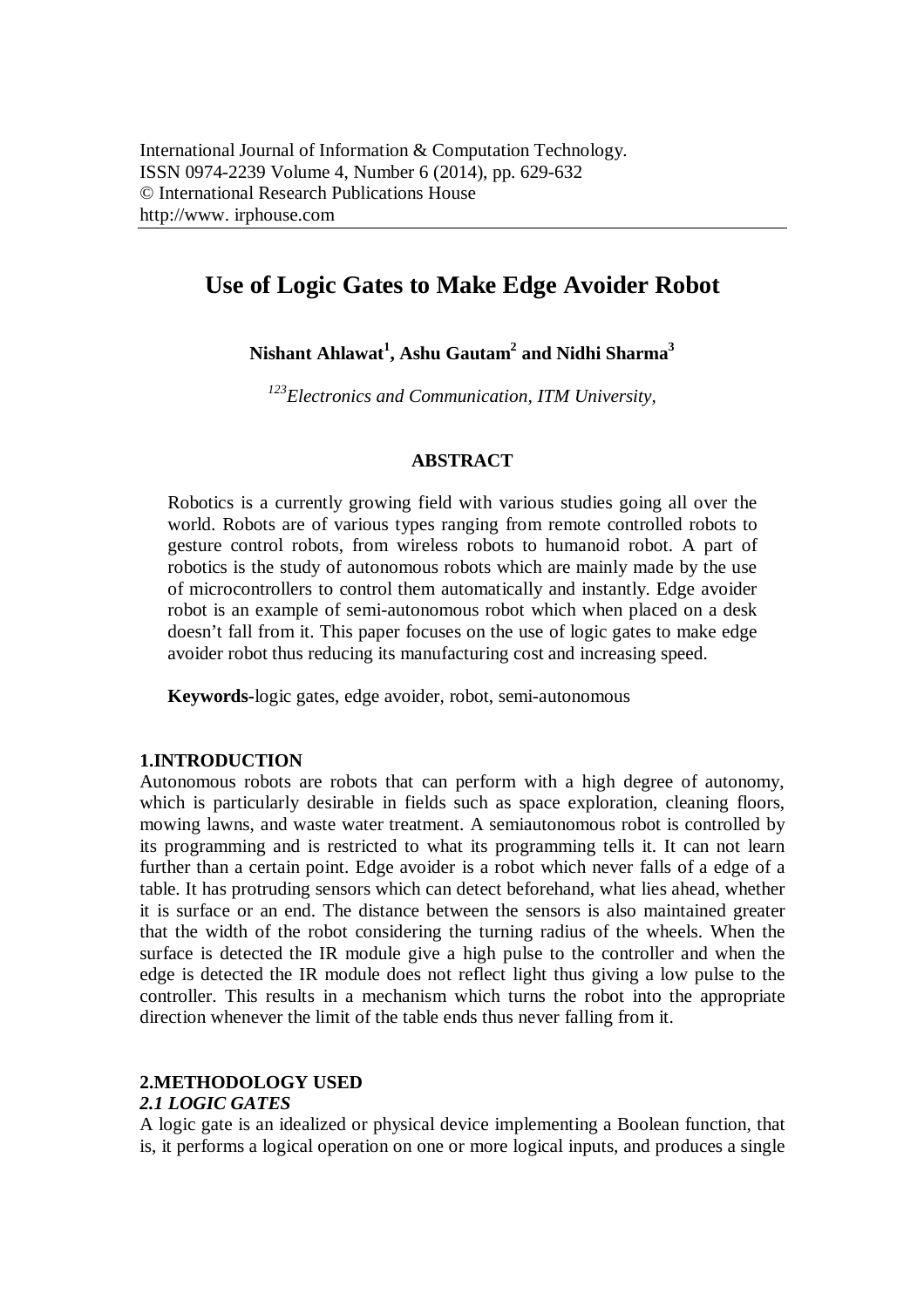International Journal of Information & Computation Technology.
ISSN 0974-2239 Volume 4, Number 6 (2014), pp. 629-632
© International Research Publications House
http://www. irphouse.com

# Use of Logic Gates to Make Edge Avoider Robot

**Nishant Ahlawat[1], Ashu Gautam[2] and Nidhi Sharma[3]**

*[123]Electronics and Communication, ITM University,*

## ABSTRACT

Robotics is a currently growing field with various studies going all over the world. Robots are of various types ranging from remote controlled robots to gesture control robots, from wireless robots to humanoid robot. A part of robotics is the study of autonomous robots which are mainly made by the use of microcontrollers to control them automatically and instantly. Edge avoider robot is an example of semi-autonomous robot which when placed on a desk doesn't fall from it. This paper focuses on the use of logic gates to make edge avoider robot thus reducing its manufacturing cost and increasing speed.

**Keywords-**logic gates, edge avoider, robot, semi-autonomous

## 1.INTRODUCTION

Autonomous robots are robots that can perform with a high degree of autonomy, which is particularly desirable in fields such as space exploration, cleaning floors, mowing lawns, and waste water treatment. A semiautonomous robot is controlled by its programming and is restricted to what its programming tells it. It can not learn further than a certain point. Edge avoider is a robot which never falls of a edge of a table. It has protruding sensors which can detect beforehand, what lies ahead, whether it is surface or an end. The distance between the sensors is also maintained greater that the width of the robot considering the turning radius of the wheels. When the surface is detected the IR module give a high pulse to the controller and when the edge is detected the IR module does not reflect light thus giving a low pulse to the controller. This results in a mechanism which turns the robot into the appropriate direction whenever the limit of the table ends thus never falling from it.

## 2.METHODOLOGY USED

### *2.1 LOGIC GATES*

A logic gate is an idealized or physical device implementing a Boolean function, that is, it performs a logical operation on one or more logical inputs, and produces a single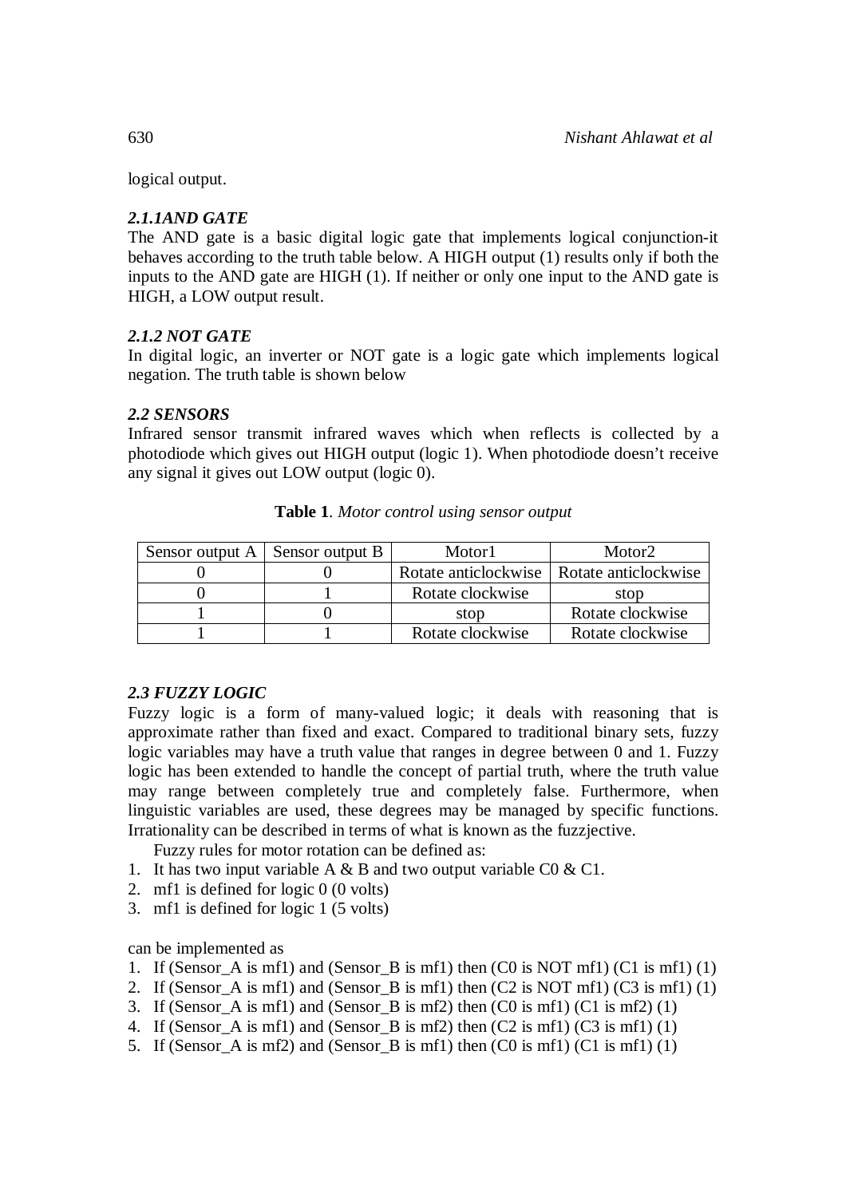logical output.

### *2.1.1AND GATE*

The AND gate is a basic digital logic gate that implements logical conjunction-it behaves according to the truth table below. A HIGH output (1) results only if both the inputs to the AND gate are HIGH (1). If neither or only one input to the AND gate is HIGH, a LOW output result.

### *2.1.2 NOT GATE*

In digital logic, an inverter or NOT gate is a logic gate which implements logical negation. The truth table is shown below

### *2.2 SENSORS*

Infrared sensor transmit infrared waves which when reflects is collected by a photodiode which gives out HIGH output (logic 1). When photodiode doesn't receive any signal it gives out LOW output (logic 0).

**Table 1**. *Motor control using sensor output*

| Sensor output A | Sensor output B | Motor1 | Motor2 |
|---|---|---|---|
| 0 | 0 | Rotate anticlockwise | Rotate anticlockwise |
| 0 | 1 | Rotate clockwise | stop |
| 1 | 0 | stop | Rotate clockwise |
| 1 | 1 | Rotate clockwise | Rotate clockwise |

### *2.3 FUZZY LOGIC*

Fuzzy logic is a form of many-valued logic; it deals with reasoning that is approximate rather than fixed and exact. Compared to traditional binary sets, fuzzy logic variables may have a truth value that ranges in degree between 0 and 1. Fuzzy logic has been extended to handle the concept of partial truth, where the truth value may range between completely true and completely false. Furthermore, when linguistic variables are used, these degrees may be managed by specific functions. Irrationality can be described in terms of what is known as the fuzzjective.

Fuzzy rules for motor rotation can be defined as:

1. It has two input variable A & B and two output variable C0 & C1.
2. mf1 is defined for logic 0 (0 volts)
3. mf1 is defined for logic 1 (5 volts)

can be implemented as

1. If (Sensor_A is mf1) and (Sensor_B is mf1) then (C0 is NOT mf1) (C1 is mf1) (1)
2. If (Sensor_A is mf1) and (Sensor_B is mf1) then (C2 is NOT mf1) (C3 is mf1) (1)
3. If (Sensor_A is mf1) and (Sensor_B is mf2) then (C0 is mf1) (C1 is mf2) (1)
4. If (Sensor_A is mf1) and (Sensor_B is mf2) then (C2 is mf1) (C3 is mf1) (1)
5. If (Sensor_A is mf2) and (Sensor_B is mf1) then (C0 is mf1) (C1 is mf1) (1)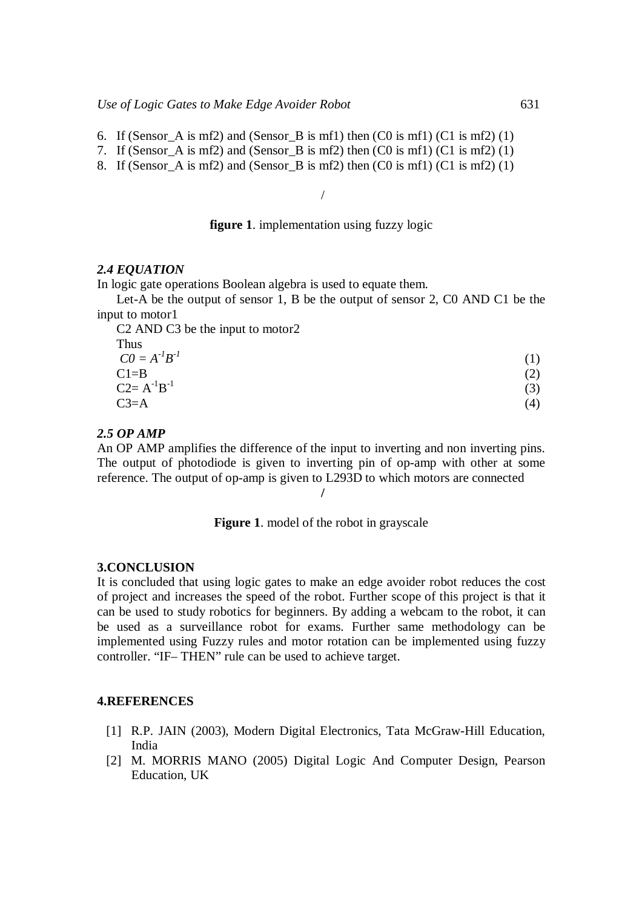6. If (Sensor_A is mf2) and (Sensor_B is mf1) then (C0 is mf1) (C1 is mf2) (1)
7. If (Sensor_A is mf2) and (Sensor_B is mf2) then (C0 is mf1) (C1 is mf2) (1)
8. If (Sensor_A is mf2) and (Sensor_B is mf2) then (C0 is mf1) (C1 is mf2) (1)

/

**figure 1**. implementation using fuzzy logic

### *2.4 EQUATION*

In logic gate operations Boolean algebra is used to equate them.

Let-A be the output of sensor 1, B be the output of sensor 2, C0 AND C1 be the input to motor1

C2 AND C3 be the input to motor2

Thus

$$C0 = A^{-1}B^{-1} \quad (1)$$

$$C1=B \quad (2)$$

$$C2= A^{-1}B^{-1} \quad (3)$$

$$C3=A \quad (4)$$

### *2.5 OP AMP*

An OP AMP amplifies the difference of the input to inverting and non inverting pins. The output of photodiode is given to inverting pin of op-amp with other at some reference. The output of op-amp is given to L293D to which motors are connected

/

**Figure 1**. model of the robot in grayscale

## 3.CONCLUSION

It is concluded that using logic gates to make an edge avoider robot reduces the cost of project and increases the speed of the robot. Further scope of this project is that it can be used to study robotics for beginners. By adding a webcam to the robot, it can be used as a surveillance robot for exams. Further same methodology can be implemented using Fuzzy rules and motor rotation can be implemented using fuzzy controller. "IF– THEN" rule can be used to achieve target.

## 4.REFERENCES

[1] R.P. JAIN (2003), Modern Digital Electronics, Tata McGraw-Hill Education, India

[2] M. MORRIS MANO (2005) Digital Logic And Computer Design, Pearson Education, UK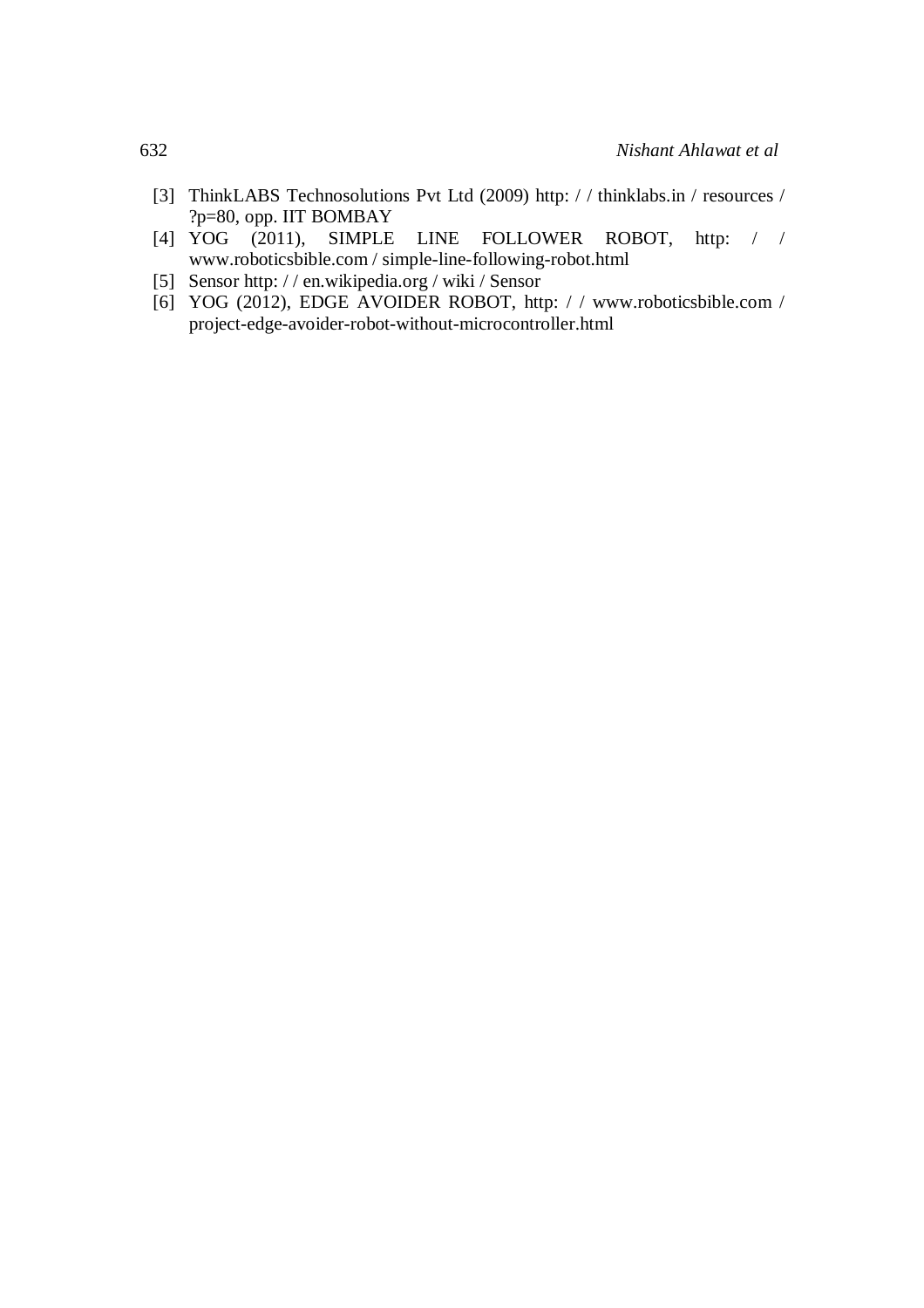[3] ThinkLABS Technosolutions Pvt Ltd (2009) http: / / thinklabs.in / resources / ?p=80, opp. IIT BOMBAY

[4] YOG (2011), SIMPLE LINE FOLLOWER ROBOT, http: / / www.roboticsbible.com / simple-line-following-robot.html

[5] Sensor http: / / en.wikipedia.org / wiki / Sensor

[6] YOG (2012), EDGE AVOIDER ROBOT, http: / / www.roboticsbible.com / project-edge-avoider-robot-without-microcontroller.html